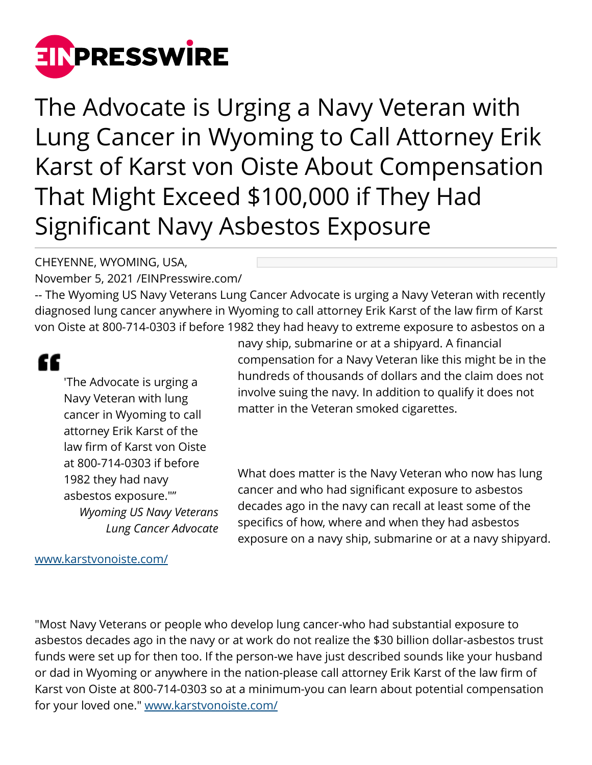# The Advocate is Urging a Navy Veteran with Lung Cancer in Wyoming to Call Attorney Erik Karst of Karst von Oiste About Compensation That Might Exceed $100,000 if They Had Significant Navy Asbestos Exposure

CHEYENNE, WYOMING, USA, November 5, 2021 /EINPresswire.com/ -- The Wyoming US Navy Veterans Lung Cancer Advocate is urging a Navy Veteran with recently diagnosed lung cancer anywhere in Wyoming to call attorney Erik Karst of the law firm of Karst von Oiste at 800-714-0303 if before 1982 they had heavy to extreme exposure to asbestos on a navy ship, submarine or at a shipyard. A financial compensation for a Navy Veteran like this might be in the hundreds of thousands of dollars and the claim does not involve suing the navy. In addition to qualify it does not matter in the Veteran smoked cigarettes.

> 'The Advocate is urging a Navy Veteran with lung cancer in Wyoming to call attorney Erik Karst of the law firm of Karst von Oiste at 800-714-0303 if before 1982 they had navy asbestos exposure.""
>
> *Wyoming US Navy Veterans Lung Cancer Advocate*

What does matter is the Navy Veteran who now has lung cancer and who had significant exposure to asbestos decades ago in the navy can recall at least some of the specifics of how, where and when they had asbestos exposure on a navy ship, submarine or at a navy shipyard.

www.karstvonoiste.com/

"Most Navy Veterans or people who develop lung cancer-who had substantial exposure to asbestos decades ago in the navy or at work do not realize the $30 billion dollar-asbestos trust funds were set up for then too. If the person-we have just described sounds like your husband or dad in Wyoming or anywhere in the nation-please call attorney Erik Karst of the law firm of Karst von Oiste at 800-714-0303 so at a minimum-you can learn about potential compensation for your loved one." www.karstvonoiste.com/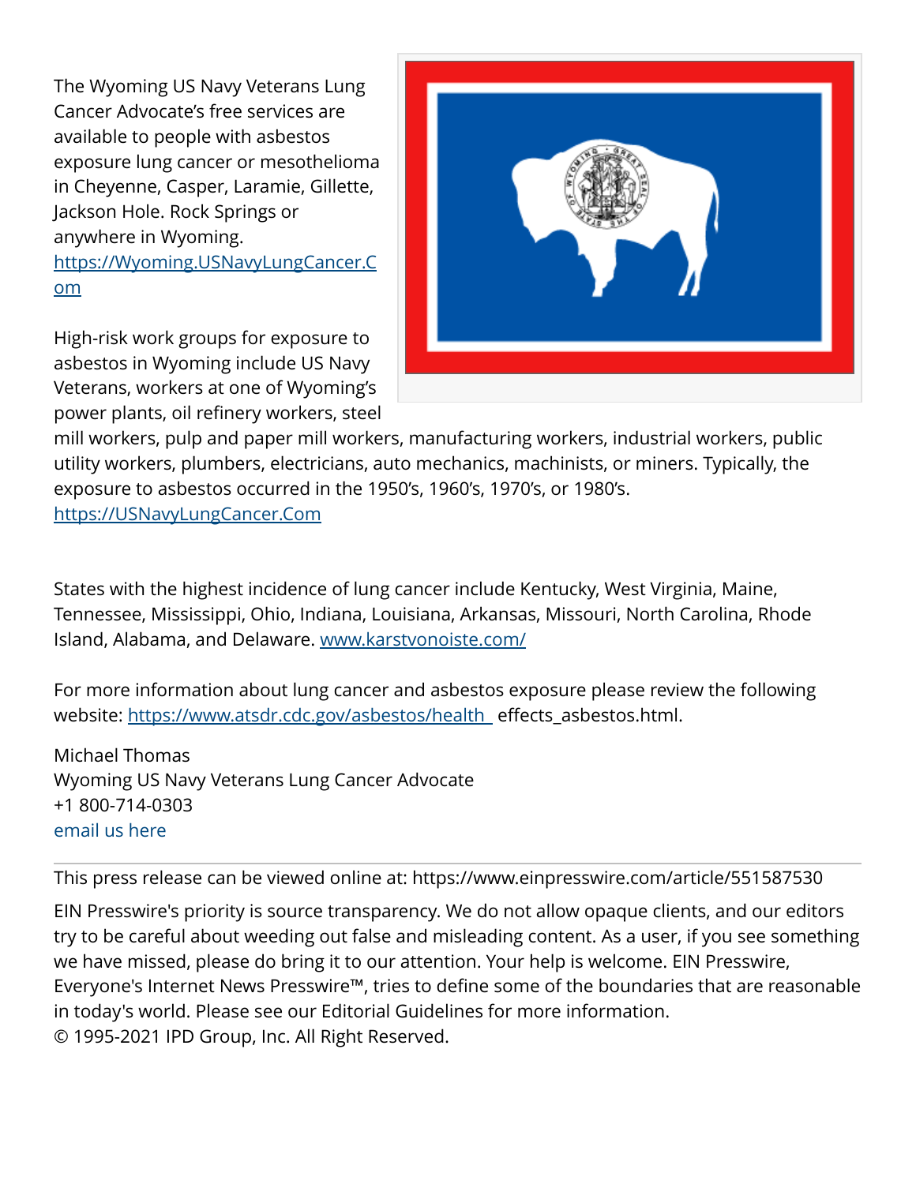The Wyoming US Navy Veterans Lung Cancer Advocate's free services are available to people with asbestos exposure lung cancer or mesothelioma in Cheyenne, Casper, Laramie, Gillette, Jackson Hole. Rock Springs or anywhere in Wyoming. [https://Wyoming.USNavyLungCancer.Com](https://Wyoming.USNavyLungCancer.Com)

High-risk work groups for exposure to asbestos in Wyoming include US Navy Veterans, workers at one of Wyoming's power plants, oil refinery workers, steel mill workers, pulp and paper mill workers, manufacturing workers, industrial workers, public utility workers, plumbers, electricians, auto mechanics, machinists, or miners. Typically, the exposure to asbestos occurred in the 1950's, 1960's, 1970's, or 1980's. [https://USNavyLungCancer.Com](https://USNavyLungCancer.Com)

States with the highest incidence of lung cancer include Kentucky, West Virginia, Maine, Tennessee, Mississippi, Ohio, Indiana, Louisiana, Arkansas, Missouri, North Carolina, Rhode Island, Alabama, and Delaware. [www.karstvonoiste.com/](www.karstvonoiste.com/)

For more information about lung cancer and asbestos exposure please review the following website: [https://www.atsdr.cdc.gov/asbestos/health_](https://www.atsdr.cdc.gov/asbestos/health_) effects_asbestos.html.

Michael Thomas
Wyoming US Navy Veterans Lung Cancer Advocate
+1 800-714-0303
email us here

---

This press release can be viewed online at: https://www.einpresswire.com/article/551587530

EIN Presswire's priority is source transparency. We do not allow opaque clients, and our editors try to be careful about weeding out false and misleading content. As a user, if you see something we have missed, please do bring it to our attention. Your help is welcome. EIN Presswire, Everyone's Internet News Presswire™, tries to define some of the boundaries that are reasonable in today's world. Please see our Editorial Guidelines for more information.
© 1995-2021 IPD Group, Inc. All Right Reserved.